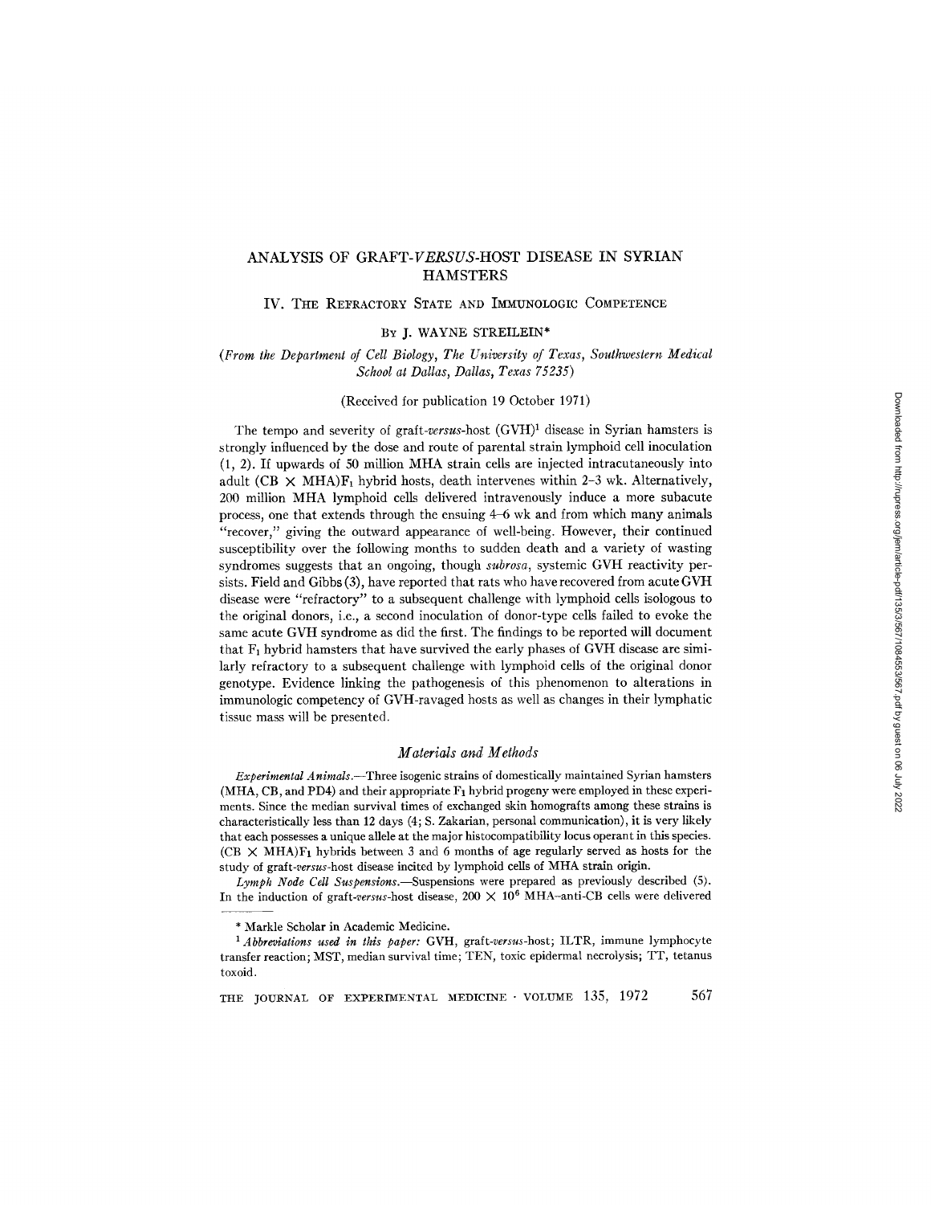# ANALYSIS OF GRAFT-*VERSUS*-HOST DISEASE IN SYRIAN HAMSTERS

## IV. The Refractory State and Immunologic Competence

By J. WAYNE STREILEIN*

*(From the Department of Cell Biology, The University of Texas, Southwestern Medical School at Dallas, Dallas, Texas 75235)*

(Received for publication 19 October 1971)

The tempo and severity of graft-*versus*-host (GVH)[1] disease in Syrian hamsters is strongly influenced by the dose and route of parental strain lymphoid cell inoculation (1, 2). If upwards of 50 million MHA strain cells are injected intracutaneously into adult (CB $\times$ MHA)$F_1$ hybrid hosts, death intervenes within 2–3 wk. Alternatively, 200 million MHA lymphoid cells delivered intravenously induce a more subacute process, one that extends through the ensuing 4–6 wk and from which many animals "recover," giving the outward appearance of well-being. However, their continued susceptibility over the following months to sudden death and a variety of wasting syndromes suggests that an ongoing, though *subrosa*, systemic GVH reactivity persists. Field and Gibbs (3), have reported that rats who have recovered from acute GVH disease were "refractory" to a subsequent challenge with lymphoid cells isologous to the original donors, i.e., a second inoculation of donor-type cells failed to evoke the same acute GVH syndrome as did the first. The findings to be reported will document that $F_1$ hybrid hamsters that have survived the early phases of GVH disease are similarly refractory to a subsequent challenge with lymphoid cells of the original donor genotype. Evidence linking the pathogenesis of this phenomenon to alterations in immunologic competency of GVH-ravaged hosts as well as changes in their lymphatic tissue mass will be presented.

## *Materials and Methods*

*Experimental Animals.*—Three isogenic strains of domestically maintained Syrian hamsters (MHA, CB, and PD4) and their appropriate $F_1$ hybrid progeny were employed in these experiments. Since the median survival times of exchanged skin homografts among these strains is characteristically less than 12 days (4; S. Zakarian, personal communication), it is very likely that each possesses a unique allele at the major histocompatibility locus operant in this species. (CB $\times$ MHA)$F_1$ hybrids between 3 and 6 months of age regularly served as hosts for the study of graft-*versus*-host disease incited by lymphoid cells of MHA strain origin.

*Lymph Node Cell Suspensions.*—Suspensions were prepared as previously described (5). In the induction of graft-*versus*-host disease, $200 \times 10^6$ MHA-anti-CB cells were delivered

---

\* Markle Scholar in Academic Medicine.

[1] *Abbreviations used in this paper:* GVH, graft-*versus*-host; ILTR, immune lymphocyte transfer reaction; MST, median survival time; TEN, toxic epidermal necrolysis; TT, tetanus toxoid.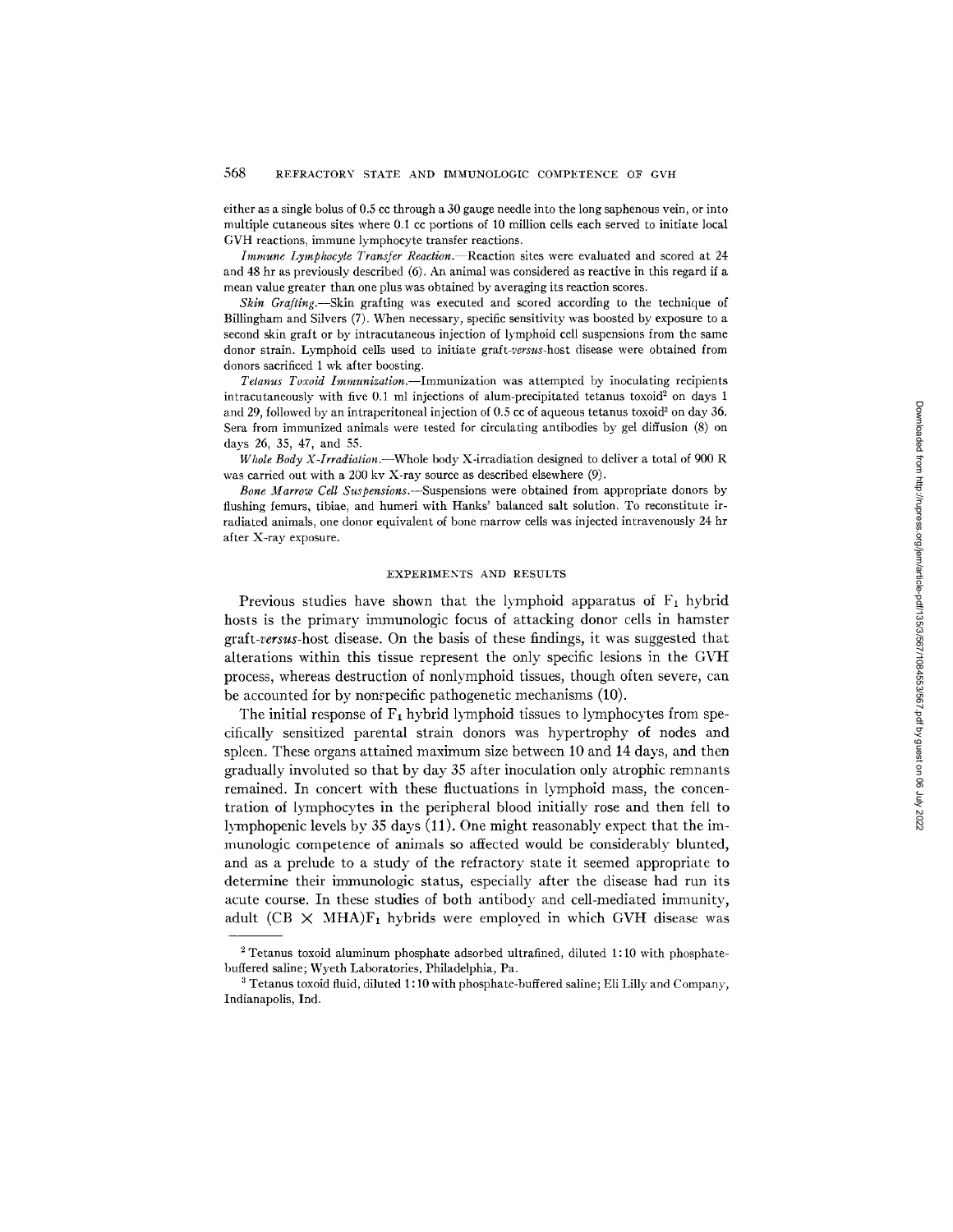either as a single bolus of 0.5 cc through a 30 gauge needle into the long saphenous vein, or into multiple cutaneous sites where 0.1 cc portions of 10 million cells each served to initiate local GVH reactions, immune lymphocyte transfer reactions.

*Immune Lymphocyte Transfer Reaction.*—Reaction sites were evaluated and scored at 24 and 48 hr as previously described (6). An animal was considered as reactive in this regard if a mean value greater than one plus was obtained by averaging its reaction scores.

*Skin Grafting.*—Skin grafting was executed and scored according to the technique of Billingham and Silvers (7). When necessary, specific sensitivity was boosted by exposure to a second skin graft or by intracutaneous injection of lymphoid cell suspensions from the same donor strain. Lymphoid cells used to initiate graft-*versus*-host disease were obtained from donors sacrificed 1 wk after boosting.

*Tetanus Toxoid Immunization.*—Immunization was attempted by inoculating recipients intracutaneously with five 0.1 ml injections of alum-precipitated tetanus toxoid[2] on days 1 and 29, followed by an intraperitoneal injection of 0.5 cc of aqueous tetanus toxoid[3] on day 36. Sera from immunized animals were tested for circulating antibodies by gel diffusion (8) on days 26, 35, 47, and 55.

*Whole Body X-Irradiation.*—Whole body X-irradiation designed to deliver a total of 900 R was carried out with a 200 kv X-ray source as described elsewhere (9).

*Bone Marrow Cell Suspensions.*—Suspensions were obtained from appropriate donors by flushing femurs, tibiae, and humeri with Hanks' balanced salt solution. To reconstitute irradiated animals, one donor equivalent of bone marrow cells was injected intravenously 24 hr after X-ray exposure.

## EXPERIMENTS AND RESULTS

Previous studies have shown that the lymphoid apparatus of $F_1$ hybrid hosts is the primary immunologic focus of attacking donor cells in hamster graft-*versus*-host disease. On the basis of these findings, it was suggested that alterations within this tissue represent the only specific lesions in the GVH process, whereas destruction of nonlymphoid tissues, though often severe, can be accounted for by nonspecific pathogenetic mechanisms (10).

The initial response of $F_1$ hybrid lymphoid tissues to lymphocytes from specifically sensitized parental strain donors was hypertrophy of nodes and spleen. These organs attained maximum size between 10 and 14 days, and then gradually involuted so that by day 35 after inoculation only atrophic remnants remained. In concert with these fluctuations in lymphoid mass, the concentration of lymphocytes in the peripheral blood initially rose and then fell to lymphopenic levels by 35 days (11). One might reasonably expect that the immunologic competence of animals so affected would be considerably blunted, and as a prelude to a study of the refractory state it seemed appropriate to determine their immunologic status, especially after the disease had run its acute course. In these studies of both antibody and cell-mediated immunity, adult (CB × MHA)$F_1$ hybrids were employed in which GVH disease was

[2] Tetanus toxoid aluminum phosphate adsorbed ultrafined, diluted 1:10 with phosphate-buffered saline; Wyeth Laboratories, Philadelphia, Pa.

[3] Tetanus toxoid fluid, diluted 1:10 with phosphate-buffered saline; Eli Lilly and Company, Indianapolis, Ind.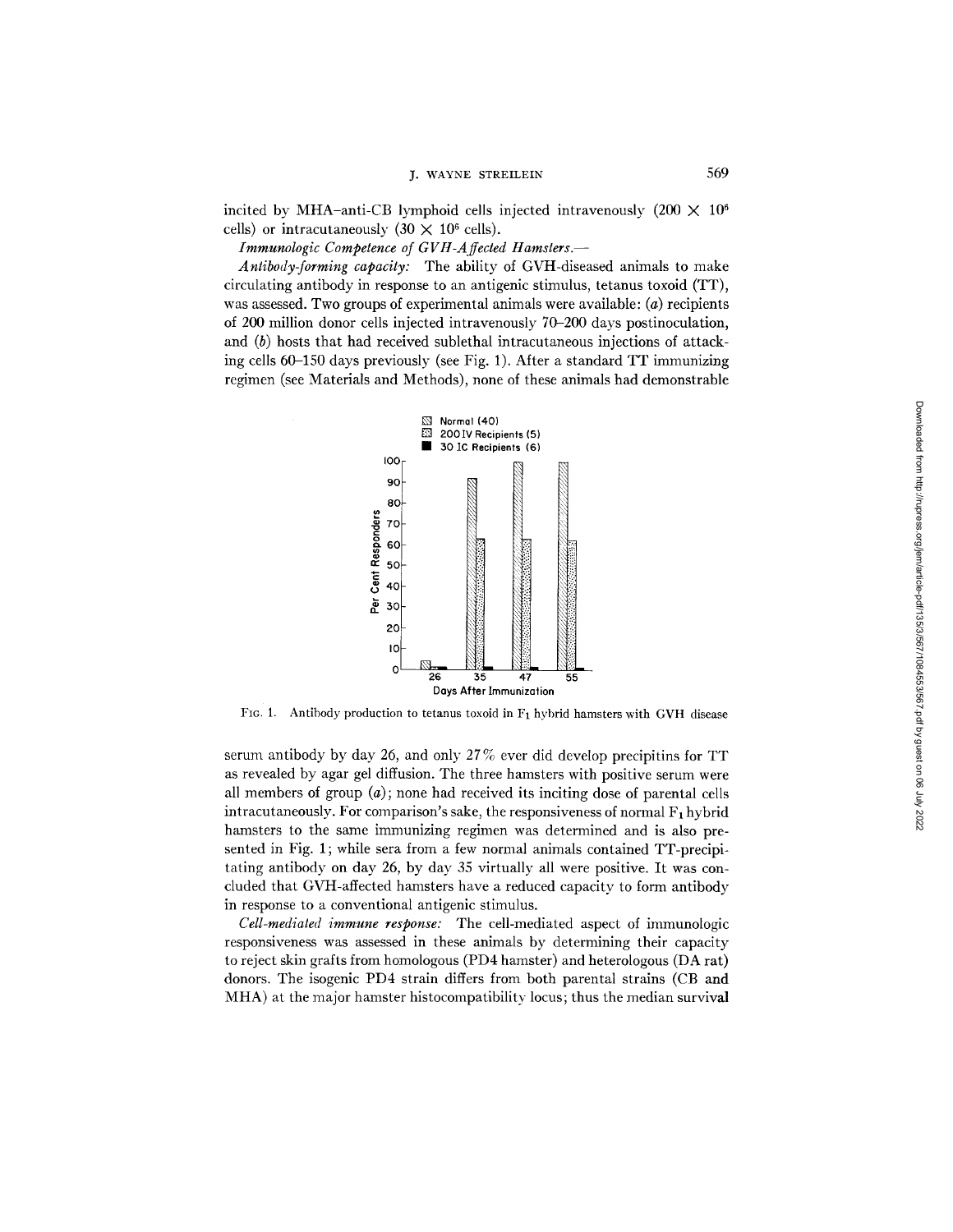incited by MHA–anti-CB lymphoid cells injected intravenously ($200 \times 10^6$ cells) or intracutaneously ($30 \times 10^6$ cells).

*Immunologic Competence of GVH-Affected Hamsters.—*

*Antibody-forming capacity:* The ability of GVH-diseased animals to make circulating antibody in response to an antigenic stimulus, tetanus toxoid (TT), was assessed. Two groups of experimental animals were available: (*a*) recipients of 200 million donor cells injected intravenously 70–200 days postinoculation, and (*b*) hosts that had received sublethal intracutaneous injections of attacking cells 60–150 days previously (see Fig. 1). After a standard TT immunizing regimen (see Materials and Methods), none of these animals had demonstrable

FIG. 1. Antibody production to tetanus toxoid in $F_1$ hybrid hamsters with GVH disease

serum antibody by day 26, and only 27% ever did develop precipitins for TT as revealed by agar gel diffusion. The three hamsters with positive serum were all members of group (*a*); none had received its inciting dose of parental cells intracutaneously. For comparison's sake, the responsiveness of normal $F_1$ hybrid hamsters to the same immunizing regimen was determined and is also presented in Fig. 1; while sera from a few normal animals contained TT-precipitating antibody on day 26, by day 35 virtually all were positive. It was concluded that GVH-affected hamsters have a reduced capacity to form antibody in response to a conventional antigenic stimulus.

*Cell-mediated immune response:* The cell-mediated aspect of immunologic responsiveness was assessed in these animals by determining their capacity to reject skin grafts from homologous (PD4 hamster) and heterologous (DA rat) donors. The isogenic PD4 strain differs from both parental strains (CB and MHA) at the major hamster histocompatibility locus; thus the median survival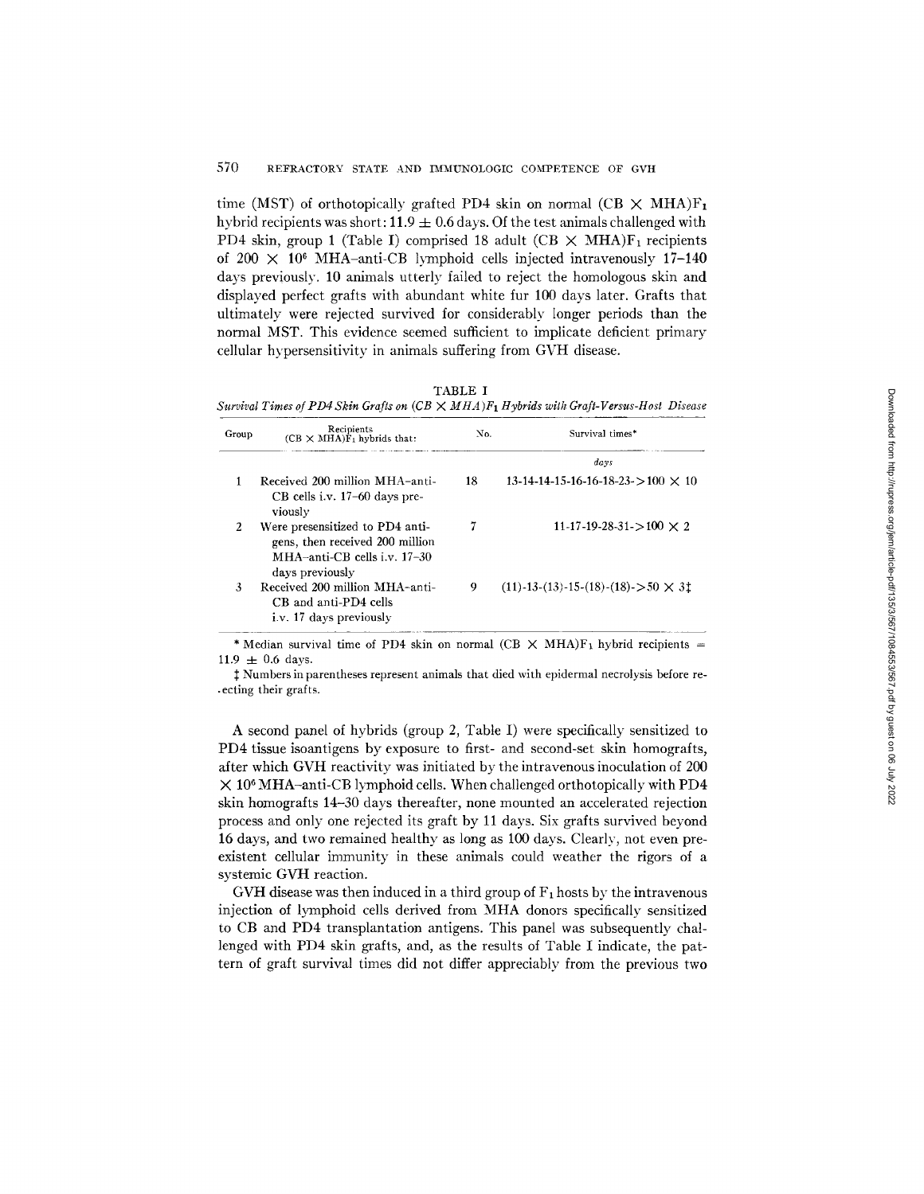time (MST) of orthotopically grafted PD4 skin on normal (CB $\times$ MHA)$F_1$ hybrid recipients was short: **11.9** $\pm$ 0.6 days. Of the test animals challenged with PD4 skin, group 1 (Table I) comprised 18 adult (CB $\times$ MHA)$F_1$ recipients of 200 $\times$ $10^6$ MHA–anti-CB lymphoid cells injected intravenously 17–140 days previously. 10 animals utterly failed to reject the homologous skin and displayed perfect grafts with abundant white fur 100 days later. Grafts that ultimately were rejected survived for considerably longer periods than the normal MST. This evidence seemed sufficient to implicate deficient primary cellular hypersensitivity in animals suffering from GVH disease.

TABLE I

*Survival Times of PD4 Skin Grafts on (CB $\times$ MHA)$F_1$ Hybrids with Graft-Versus-Host Disease*

| Group | Recipients (CB $\times$ MHA)$F_1$ hybrids that: | No. | Survival times* |
|---|---|---|---|
| | | | *days* |
| 1 | Received 200 million MHA–anti-CB cells i.v. 17–60 days previously | 18 | 13-14-14-15-16-16-18-23->100 $\times$ 10 |
| 2 | Were presensitized to PD4 antigens, then received 200 million MHA–anti-CB cells i.v. 17–30 days previously | 7 | 11-17-19-28-31->100 $\times$ 2 |
| 3 | Received 200 million MHA–anti-CB and anti-PD4 cells i.v. 17 days previously | 9 | (11)-13-(13)-15-(18)-(18)->50 $\times$ 3‡ |

\* Median survival time of PD4 skin on normal (CB $\times$ MHA)$F_1$ hybrid recipients = 11.9 $\pm$ 0.6 days.

‡ Numbers in parentheses represent animals that died with epidermal necrolysis before rejecting their grafts.

A second panel of hybrids (group 2, Table I) were specifically sensitized to PD4 tissue isoantigens by exposure to first- and second-set skin homografts, after which GVH reactivity was initiated by the intravenous inoculation of 200 $\times$ $10^6$ MHA–anti-CB lymphoid cells. When challenged orthotopically with PD4 skin homografts 14–30 days thereafter, none mounted an accelerated rejection process and only one rejected its graft by 11 days. Six grafts survived beyond 16 days, and two remained healthy as long as 100 days. Clearly, not even preexistent cellular immunity in these animals could weather the rigors of a systemic GVH reaction.

GVH disease was then induced in a third group of $F_1$ hosts by the intravenous injection of lymphoid cells derived from MHA donors specifically sensitized to CB and PD4 transplantation antigens. This panel was subsequently challenged with PD4 skin grafts, and, as the results of Table I indicate, the pattern of graft survival times did not differ appreciably from the previous two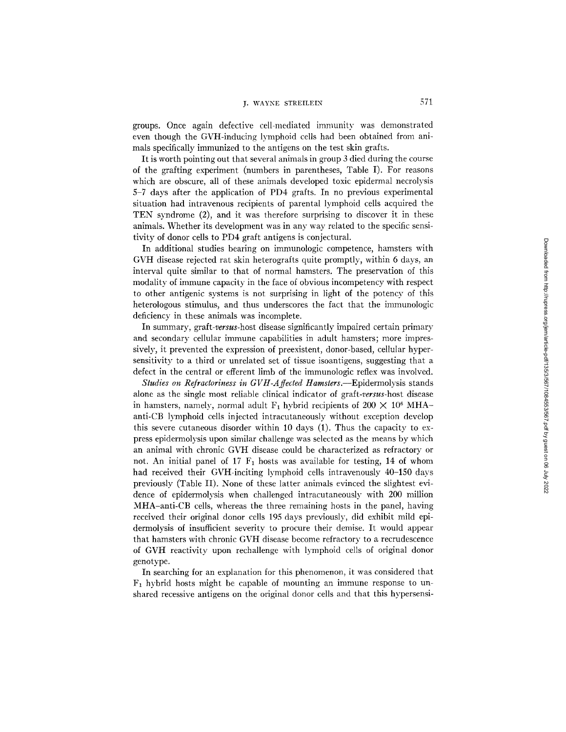groups. Once again defective cell-mediated immunity was demonstrated even though the GVH-inducing lymphoid cells had been obtained from animals specifically immunized to the antigens on the test skin grafts.

It is worth pointing out that several animals in group 3 died during the course of the grafting experiment (numbers in parentheses, Table I). For reasons which are obscure, all of these animals developed toxic epidermal necrolysis 5–7 days after the application of PD4 grafts. In no previous experimental situation had intravenous recipients of parental lymphoid cells acquired the TEN syndrome (2), and it was therefore surprising to discover it in these animals. Whether its development was in any way related to the specific sensitivity of donor cells to PD4 graft antigens is conjectural.

In additional studies bearing on immunologic competence, hamsters with GVH disease rejected rat skin heterografts quite promptly, within 6 days, an interval quite similar to that of normal hamsters. The preservation of this modality of immune capacity in the face of obvious incompetency with respect to other antigenic systems is not surprising in light of the potency of this heterologous stimulus, and thus underscores the fact that the immunologic deficiency in these animals was incomplete.

In summary, graft-*versus*-host disease significantly impaired certain primary and secondary cellular immune capabilities in adult hamsters; more impressively, it prevented the expression of preexistent, donor-based, cellular hypersensitivity to a third or unrelated set of tissue isoantigens, suggesting that a defect in the central or efferent limb of the immunologic reflex was involved.

*Studies on Refractoriness in GVH-Affected Hamsters.*—Epidermolysis stands alone as the single most reliable clinical indicator of graft-*versus*-host disease in hamsters, namely, normal adult $F_1$ hybrid recipients of $200 \times 10^6$ MHA–anti-CB lymphoid cells injected intracutaneously without exception develop this severe cutaneous disorder within 10 days (1). Thus the capacity to express epidermolysis upon similar challenge was selected as the means by which an animal with chronic GVH disease could be characterized as refractory or not. An initial panel of 17 $F_1$ hosts was available for testing, 14 of whom had received their GVH-inciting lymphoid cells intravenously 40–150 days previously (Table II). None of these latter animals evinced the slightest evidence of epidermolysis when challenged intracutaneously with 200 million MHA–anti-CB cells, whereas the three remaining hosts in the panel, having received their original donor cells 195 days previously, did exhibit mild epidermolysis of insufficient severity to procure their demise. It would appear that hamsters with chronic GVH disease become refractory to a recrudescence of GVH reactivity upon rechallenge with lymphoid cells of original donor genotype.

In searching for an explanation for this phenomenon, it was considered that $F_1$ hybrid hosts might be capable of mounting an immune response to unshared recessive antigens on the original donor cells and that this hypersensi-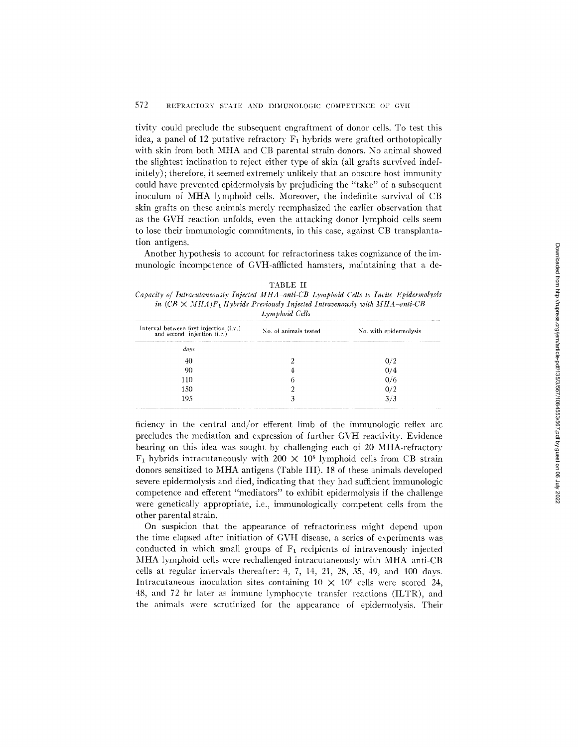tivity could preclude the subsequent engraftment of donor cells. To test this idea, a panel of 12 putative refractory $F_1$ hybrids were grafted orthotopically with skin from both MHA and CB parental strain donors. No animal showed the slightest inclination to reject either type of skin (all grafts survived indefinitely); therefore, it seemed extremely unlikely that an obscure host immunity could have prevented epidermolysis by prejudicing the "take" of a subsequent inoculum of MHA lymphoid cells. Moreover, the indefinite survival of CB skin grafts on these animals merely reemphasized the earlier observation that as the GVH reaction unfolds, even the attacking donor lymphoid cells seem to lose their immunologic commitments, in this case, against CB transplantation antigens.

Another hypothesis to account for refractoriness takes cognizance of the immunologic incompetence of GVH-afflicted hamsters, maintaining that a deficiency in the central and/or efferent limb of the immunologic reflex arc precludes the mediation and expression of further GVH reactivity. Evidence bearing on this idea was sought by challenging each of 20 MHA-refractory $F_1$ hybrids intracutaneously with $200 \times 10^6$ lymphoid cells from CB strain donors sensitized to MHA antigens (Table III). 18 of these animals developed severe epidermolysis and died, indicating that they had sufficient immunologic competence and efferent "mediators" to exhibit epidermolysis if the challenge were genetically appropriate, i.e., immunologically competent cells from the other parental strain.

TABLE II

*Capacity of Intracutaneously Injected MHA–anti-CB Lymphoid Cells to Incite Epidermolysis in (CB × MHA)$F_1$ Hybrids Previously Injected Intravenously with MHA–anti-CB Lymphoid Cells*

| Interval between first injection (i.v.) and second injection (i.c.) | No. of animals tested | No. with epidermolysis |
|---|---|---|
| *days* | | |
| 40 | 2 | 0/2 |
| 90 | 4 | 0/4 |
| 110 | 6 | 0/6 |
| 150 | 2 | 0/2 |
| 195 | 3 | 3/3 |

On suspicion that the appearance of refractoriness might depend upon the time elapsed after initiation of GVH disease, a series of experiments was conducted in which small groups of $F_1$ recipients of intravenously injected MHA lymphoid cells were rechallenged intracutaneously with MHA–anti-CB cells at regular intervals thereafter: 4, 7, 14, 21, 28, 35, 49, and 100 days. Intracutaneous inoculation sites containing $10 \times 10^6$ cells were scored 24, 48, and 72 hr later as immune lymphocyte transfer reactions (ILTR), and the animals were scrutinized for the appearance of epidermolysis. Their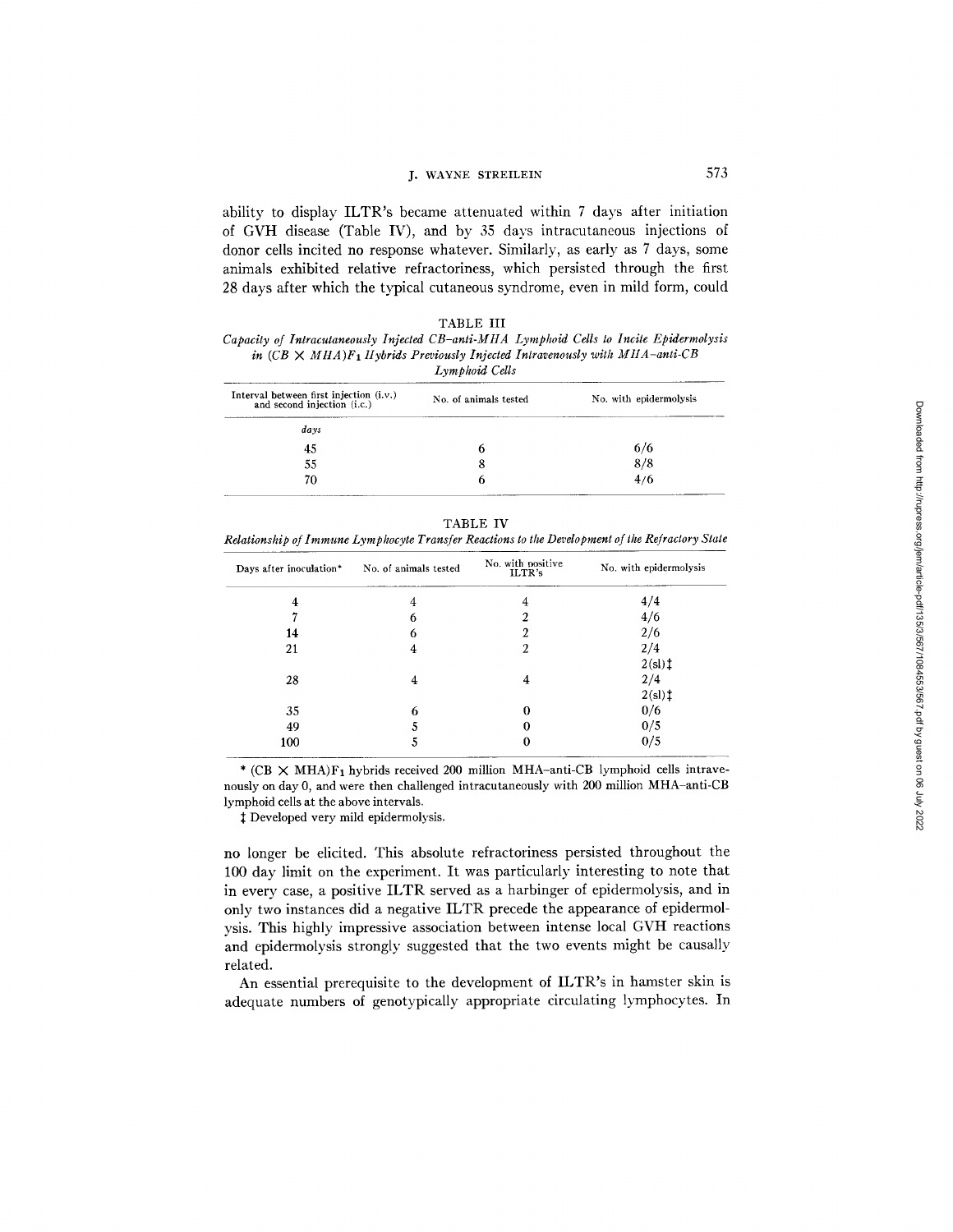ability to display ILTR's became attenuated within 7 days after initiation of GVH disease (Table IV), and by 35 days intracutaneous injections of donor cells incited no response whatever. Similarly, as early as 7 days, some animals exhibited relative refractoriness, which persisted through the first 28 days after which the typical cutaneous syndrome, even in mild form, could

TABLE III

*Capacity of Intracutaneously Injected CB–anti-MHA Lymphoid Cells to Incite Epidermolysis in (CB × MHA)$F_1$ Hybrids Previously Injected Intravenously with MHA–anti-CB Lymphoid Cells*

| Interval between first injection (i.v.) and second injection (i.c.) | No. of animals tested | No. with epidermolysis |
|---|---|---|
| *days* | | |
| 45 | 6 | 6/6 |
| 55 | 8 | 8/8 |
| 70 | 6 | 4/6 |

TABLE IV

*Relationship of Immune Lymphocyte Transfer Reactions to the Development of the Refractory State*

| Days after inoculation* | No. of animals tested | No. with positive ILTR's | No. with epidermolysis |
|---|---|---|---|
| 4 | 4 | 4 | 4/4 |
| 7 | 6 | 2 | 4/6 |
| 14 | 6 | 2 | 2/6 |
| 21 | 4 | 2 | 2/4 2(sl)‡ |
| 28 | 4 | 4 | 2/4 2(sl)‡ |
| 35 | 6 | 0 | 0/6 |
| 49 | 5 | 0 | 0/5 |
| 100 | 5 | 0 | 0/5 |

\* (CB × MHA)$F_1$ hybrids received 200 million MHA–anti-CB lymphoid cells intravenously on day 0, and were then challenged intracutaneously with 200 million MHA–anti-CB lymphoid cells at the above intervals.

‡ Developed very mild epidermolysis.

no longer be elicited. This absolute refractoriness persisted throughout the 100 day limit on the experiment. It was particularly interesting to note that in every case, a positive ILTR served as a harbinger of epidermolysis, and in only two instances did a negative ILTR precede the appearance of epidermolysis. This highly impressive association between intense local GVH reactions and epidermolysis strongly suggested that the two events might be causally related.

An essential prerequisite to the development of ILTR's in hamster skin is adequate numbers of genotypically appropriate circulating lymphocytes. In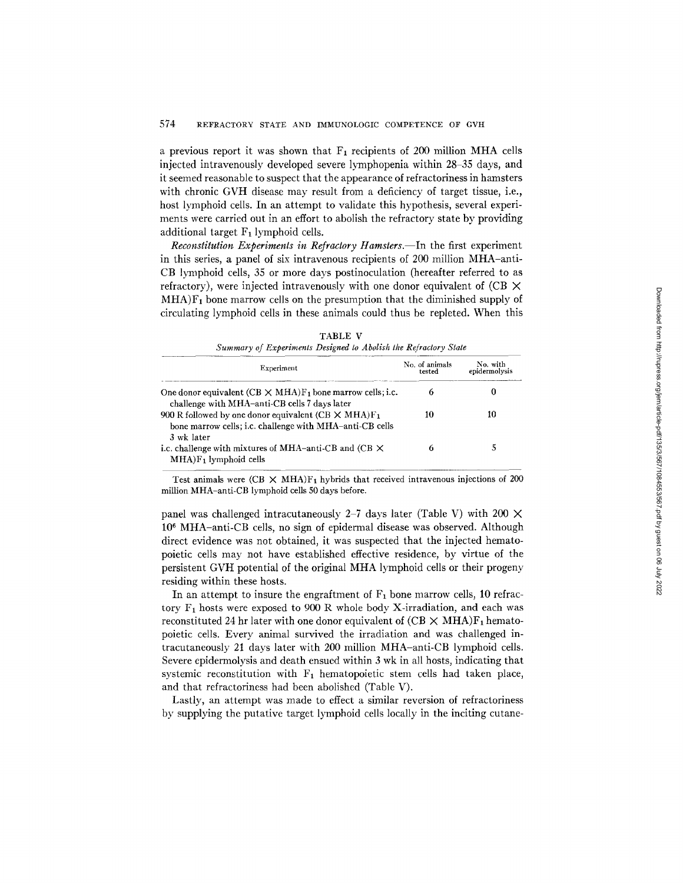a previous report it was shown that $F_1$ recipients of 200 million MHA cells injected intravenously developed severe lymphopenia within 28–35 days, and it seemed reasonable to suspect that the appearance of refractoriness in hamsters with chronic GVH disease may result from a deficiency of target tissue, i.e., host lymphoid cells. In an attempt to validate this hypothesis, several experiments were carried out in an effort to abolish the refractory state by providing additional target $F_1$ lymphoid cells.

*Reconstitution Experiments in Refractory Hamsters.*—In the first experiment in this series, a panel of six intravenous recipients of 200 million MHA–anti-CB lymphoid cells, 35 or more days postinoculation (hereafter referred to as refractory), were injected intravenously with one donor equivalent of (CB × MHA)$F_1$ bone marrow cells on the presumption that the diminished supply of circulating lymphoid cells in these animals could thus be repleted. When this panel was challenged intracutaneously 2–7 days later (Table V) with $200 \times 10^6$ MHA–anti-CB cells, no sign of epidermal disease was observed. Although direct evidence was not obtained, it was suspected that the injected hematopoietic cells may not have established effective residence, by virtue of the persistent GVH potential of the original MHA lymphoid cells or their progeny residing within these hosts.

TABLE V

*Summary of Experiments Designed to Abolish the Refractory State*

| Experiment | No. of animals tested | No. with epidermolysis |
|---|---|---|
| One donor equivalent (CB × MHA)$F_1$ bone marrow cells; i.c. challenge with MHA–anti-CB cells 7 days later | 6 | 0 |
| 900 R followed by one donor equivalent (CB × MHA)$F_1$ bone marrow cells; i.c. challenge with MHA–anti-CB cells 3 wk later | 10 | 10 |
| i.c. challenge with mixtures of MHA–anti-CB and (CB × MHA)$F_1$ lymphoid cells | 6 | 5 |

Test animals were (CB × MHA)$F_1$ hybrids that received intravenous injections of 200 million MHA–anti-CB lymphoid cells 50 days before.

In an attempt to insure the engraftment of $F_1$ bone marrow cells, 10 refractory $F_1$ hosts were exposed to 900 R whole body X-irradiation, and each was reconstituted 24 hr later with one donor equivalent of (CB × MHA)$F_1$ hematopoietic cells. Every animal survived the irradiation and was challenged intracutaneously 21 days later with 200 million MHA–anti-CB lymphoid cells. Severe epidermolysis and death ensued within 3 wk in all hosts, indicating that systemic reconstitution with $F_1$ hematopoietic stem cells had taken place, and that refractoriness had been abolished (Table V).

Lastly, an attempt was made to effect a similar reversion of refractoriness by supplying the putative target lymphoid cells locally in the inciting cutane-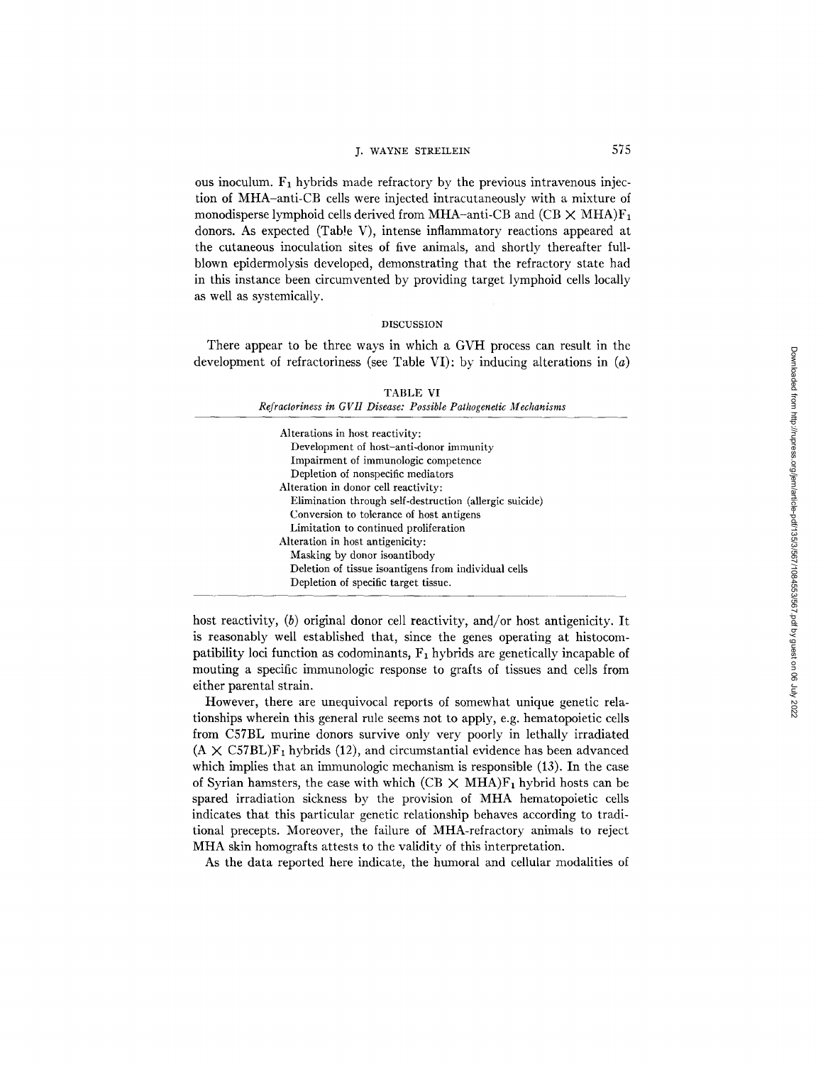ous inoculum. $F_1$ hybrids made refractory by the previous intravenous injection of MHA–anti-CB cells were injected intracutaneously with a mixture of monodisperse lymphoid cells derived from MHA–anti-CB and $(CB \times MHA)F_1$ donors. As expected (Table V), intense inflammatory reactions appeared at the cutaneous inoculation sites of five animals, and shortly thereafter full-blown epidermolysis developed, demonstrating that the refractory state had in this instance been circumvented by providing target lymphoid cells locally as well as systemically.

## DISCUSSION

There appear to be three ways in which a GVH process can result in the development of refractoriness (see Table VI): by inducing alterations in (*a*) host reactivity, (*b*) original donor cell reactivity, and/or host antigenicity. It is reasonably well established that, since the genes operating at histocompatibility loci function as codominants, $F_1$ hybrids are genetically incapable of mouting a specific immunologic response to grafts of tissues and cells from either parental strain.

TABLE VI

*Refractoriness in GVH Disease: Possible Pathogenetic Mechanisms*

| |
|---|
| Alterations in host reactivity: |
| Development of host–anti-donor immunity |
| Impairment of immunologic competence |
| Depletion of nonspecific mediators |
| Alteration in donor cell reactivity: |
| Elimination through self-destruction (allergic suicide) |
| Conversion to tolerance of host antigens |
| Limitation to continued proliferation |
| Alteration in host antigenicity: |
| Masking by donor isoantibody |
| Deletion of tissue isoantigens from individual cells |
| Depletion of specific target tissue. |

However, there are unequivocal reports of somewhat unique genetic relationships wherein this general rule seems not to apply, e.g. hematopoietic cells from C57BL murine donors survive only very poorly in lethally irradiated $(A \times C57BL)F_1$ hybrids (12), and circumstantial evidence has been advanced which implies that an immunologic mechanism is responsible (13). In the case of Syrian hamsters, the ease with which $(CB \times MHA)F_1$ hybrid hosts can be spared irradiation sickness by the provision of MHA hematopoietic cells indicates that this particular genetic relationship behaves according to traditional precepts. Moreover, the failure of MHA-refractory animals to reject MHA skin homografts attests to the validity of this interpretation.

As the data reported here indicate, the humoral and cellular modalities of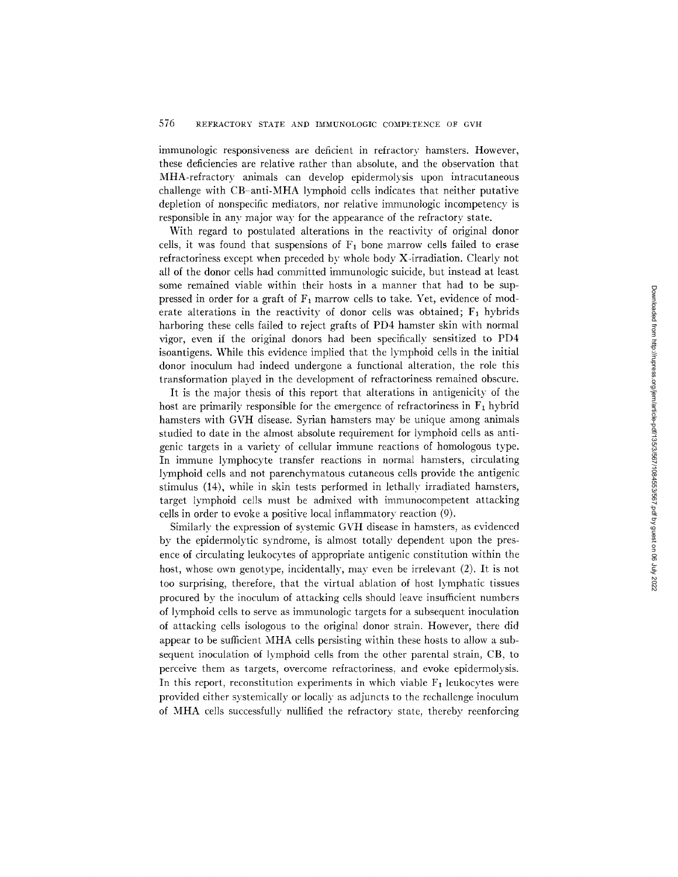immunologic responsiveness are deficient in refractory hamsters. However, these deficiencies are relative rather than absolute, and the observation that MHA-refractory animals can develop epidermolysis upon intracutaneous challenge with CB–anti-MHA lymphoid cells indicates that neither putative depletion of nonspecific mediators, nor relative immunologic incompetency is responsible in any major way for the appearance of the refractory state.

With regard to postulated alterations in the reactivity of original donor cells, it was found that suspensions of $F_1$ bone marrow cells failed to erase refractoriness except when preceded by whole body X-irradiation. Clearly not all of the donor cells had committed immunologic suicide, but instead at least some remained viable within their hosts in a manner that had to be suppressed in order for a graft of $F_1$ marrow cells to take. Yet, evidence of moderate alterations in the reactivity of donor cells was obtained; $F_1$ hybrids harboring these cells failed to reject grafts of PD4 hamster skin with normal vigor, even if the original donors had been specifically sensitized to PD4 isoantigens. While this evidence implied that the lymphoid cells in the initial donor inoculum had indeed undergone a functional alteration, the role this transformation played in the development of refractoriness remained obscure.

It is the major thesis of this report that alterations in antigenicity of the host are primarily responsible for the emergence of refractoriness in $F_1$ hybrid hamsters with GVH disease. Syrian hamsters may be unique among animals studied to date in the almost absolute requirement for lymphoid cells as antigenic targets in a variety of cellular immune reactions of homologous type. In immune lymphocyte transfer reactions in normal hamsters, circulating lymphoid cells and not parenchymatous cutaneous cells provide the antigenic stimulus (14), while in skin tests performed in lethally irradiated hamsters, target lymphoid cells must be admixed with immunocompetent attacking cells in order to evoke a positive local inflammatory reaction (9).

Similarly the expression of systemic GVH disease in hamsters, as evidenced by the epidermolytic syndrome, is almost totally dependent upon the presence of circulating leukocytes of appropriate antigenic constitution within the host, whose own genotype, incidentally, may even be irrelevant (2). It is not too surprising, therefore, that the virtual ablation of host lymphatic tissues procured by the inoculum of attacking cells should leave insufficient numbers of lymphoid cells to serve as immunologic targets for a subsequent inoculation of attacking cells isologous to the original donor strain. However, there did appear to be sufficient MHA cells persisting within these hosts to allow a subsequent inoculation of lymphoid cells from the other parental strain, CB, to perceive them as targets, overcome refractoriness, and evoke epidermolysis. In this report, reconstitution experiments in which viable $F_1$ leukocytes were provided either systemically or locally as adjuncts to the rechallenge inoculum of MHA cells successfully nullified the refractory state, thereby reenforcing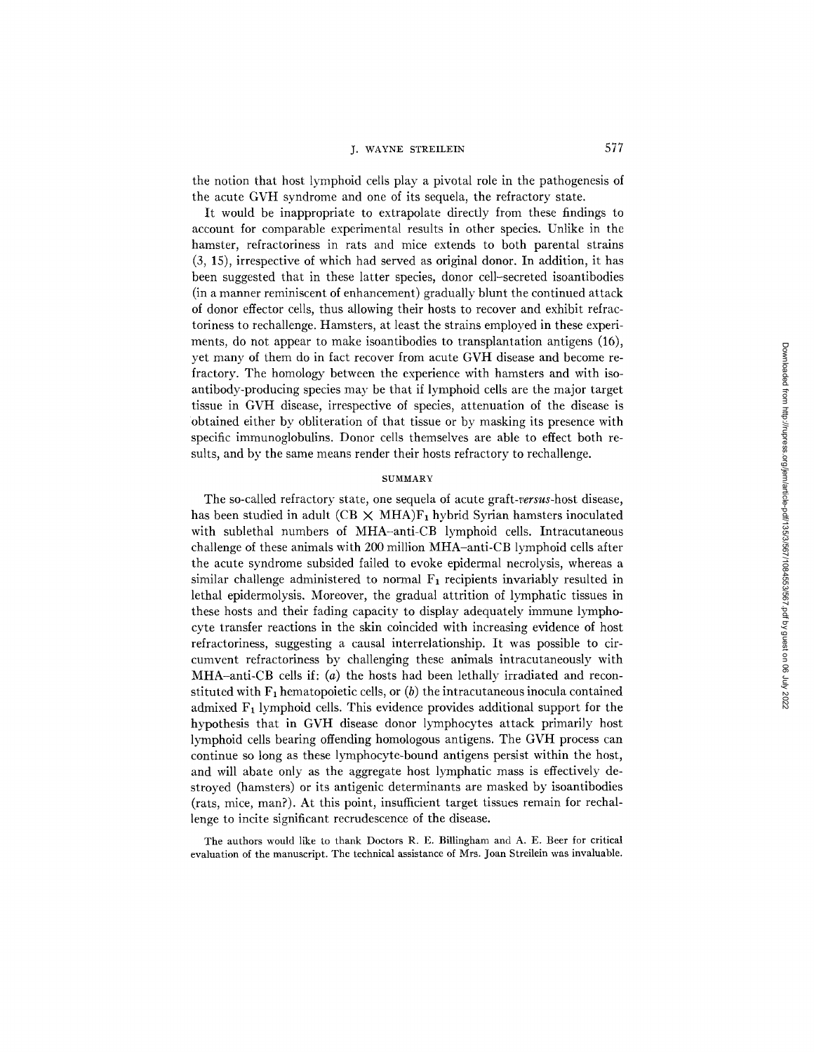the notion that host lymphoid cells play a pivotal role in the pathogenesis of the acute GVH syndrome and one of its sequela, the refractory state.

It would be inappropriate to extrapolate directly from these findings to account for comparable experimental results in other species. Unlike in the hamster, refractoriness in rats and mice extends to both parental strains (3, 15), irrespective of which had served as original donor. In addition, it has been suggested that in these latter species, donor cell-secreted isoantibodies (in a manner reminiscent of enhancement) gradually blunt the continued attack of donor effector cells, thus allowing their hosts to recover and exhibit refractoriness to rechallenge. Hamsters, at least the strains employed in these experiments, do not appear to make isoantibodies to transplantation antigens (16), yet many of them do in fact recover from acute GVH disease and become refractory. The homology between the experience with hamsters and with isoantibody-producing species may be that if lymphoid cells are the major target tissue in GVH disease, irrespective of species, attenuation of the disease is obtained either by obliteration of that tissue or by masking its presence with specific immunoglobulins. Donor cells themselves are able to effect both results, and by the same means render their hosts refractory to rechallenge.

## SUMMARY

The so-called refractory state, one sequela of acute graft-*versus*-host disease, has been studied in adult (CB × MHA)$F_1$ hybrid Syrian hamsters inoculated with sublethal numbers of MHA–anti-CB lymphoid cells. Intracutaneous challenge of these animals with 200 million MHA–anti-CB lymphoid cells after the acute syndrome subsided failed to evoke epidermal necrolysis, whereas a similar challenge administered to normal $F_1$ recipients invariably resulted in lethal epidermolysis. Moreover, the gradual attrition of lymphatic tissues in these hosts and their fading capacity to display adequately immune lymphocyte transfer reactions in the skin coincided with increasing evidence of host refractoriness, suggesting a causal interrelationship. It was possible to circumvent refractoriness by challenging these animals intracutaneously with MHA–anti-CB cells if: (*a*) the hosts had been lethally irradiated and reconstituted with $F_1$ hematopoietic cells, or (*b*) the intracutaneous inocula contained admixed $F_1$ lymphoid cells. This evidence provides additional support for the hypothesis that in GVH disease donor lymphocytes attack primarily host lymphoid cells bearing offending homologous antigens. The GVH process can continue so long as these lymphocyte-bound antigens persist within the host, and will abate only as the aggregate host lymphatic mass is effectively destroyed (hamsters) or its antigenic determinants are masked by isoantibodies (rats, mice, man?). At this point, insufficient target tissues remain for rechallenge to incite significant recrudescence of the disease.

The authors would like to thank Doctors R. E. Billingham and A. E. Beer for critical evaluation of the manuscript. The technical assistance of Mrs. Joan Streilein was invaluable.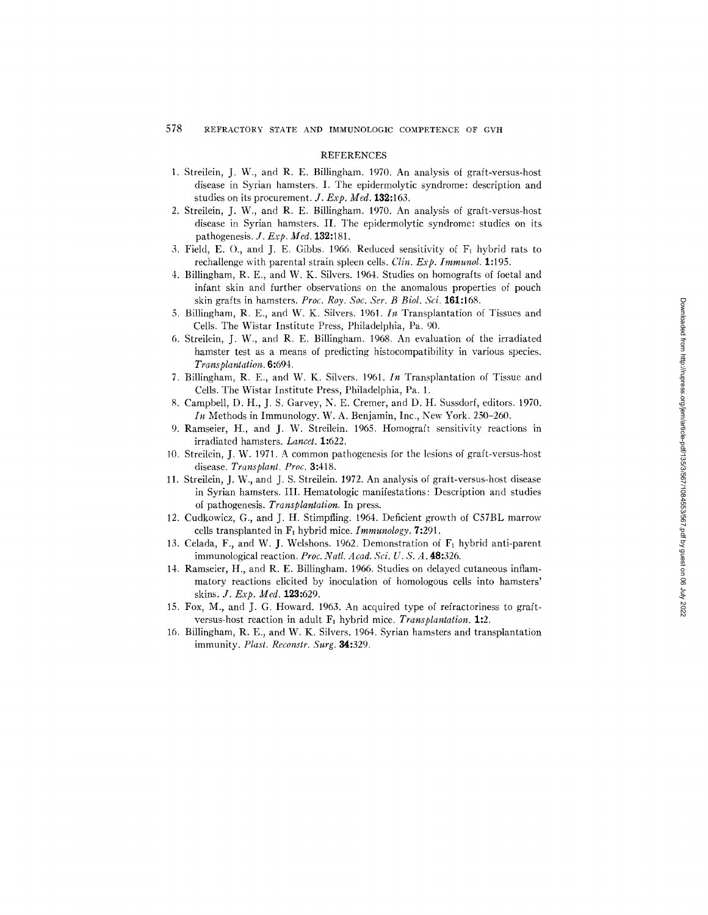## REFERENCES

1. Streilein, J. W., and R. E. Billingham. 1970. An analysis of graft-versus-host disease in Syrian hamsters. I. The epidermolytic syndrome: description and studies on its procurement. *J. Exp. Med.* **132:**163.
2. Streilein, J. W., and R. E. Billingham. 1970. An analysis of graft-versus-host disease in Syrian hamsters. II. The epidermolytic syndrome: studies on its pathogenesis. *J. Exp. Med.* **132:**181.
3. Field, E. O., and J. E. Gibbs. 1966. Reduced sensitivity of $F_1$ hybrid rats to rechallenge with parental strain spleen cells. *Clin. Exp. Immunol.* **1:**195.
4. Billingham, R. E., and W. K. Silvers. 1964. Studies on homografts of foetal and infant skin and further observations on the anomalous properties of pouch skin grafts in hamsters. *Proc. Roy. Soc. Ser. B Biol. Sci.* **161:**168.
5. Billingham, R. E., and W. K. Silvers. 1961. *In* Transplantation of Tissues and Cells. The Wistar Institute Press, Philadelphia, Pa. 90.
6. Streilein, J. W., and R. E. Billingham. 1968. An evaluation of the irradiated hamster test as a means of predicting histocompatibility in various species. *Transplantation.* **6:**694.
7. Billingham, R. E., and W. K. Silvers. 1961. *In* Transplantation of Tissue and Cells. The Wistar Institute Press, Philadelphia, Pa. 1.
8. Campbell, D. H., J. S. Garvey, N. E. Cremer, and D. H. Sussdorf, editors. 1970. *In* Methods in Immunology. W. A. Benjamin, Inc., New York. 250–260.
9. Ramseier, H., and J. W. Streilein. 1965. Homograft sensitivity reactions in irradiated hamsters. *Lancet.* **1:**622.
10. Streilein, J. W. 1971. A common pathogenesis for the lesions of graft-versus-host disease. *Transplant. Proc.* **3:**418.
11. Streilein, J. W., and J. S. Streilein. 1972. An analysis of graft-versus-host disease in Syrian hamsters. III. Hematologic manifestations: Description and studies of pathogenesis. *Transplantation.* In press.
12. Cudkowicz, G., and J. H. Stimpfling. 1964. Deficient growth of C57BL marrow cells transplanted in $F_1$ hybrid mice. *Immunology.* **7:**291.
13. Celada, F., and W. J. Welshons. 1962. Demonstration of $F_1$ hybrid anti-parent immunological reaction. *Proc. Natl. Acad. Sci. U. S. A.* **48:**326.
14. Ramseier, H., and R. E. Billingham. 1966. Studies on delayed cutaneous inflammatory reactions elicited by inoculation of homologous cells into hamsters' skins. *J. Exp. Med.* **123:**629.
15. Fox, M., and J. G. Howard. 1963. An acquired type of refractoriness to graft-versus-host reaction in adult $F_1$ hybrid mice. *Transplantation.* **1:**2.
16. Billingham, R. E., and W. K. Silvers. 1964. Syrian hamsters and transplantation immunity. *Plast. Reconstr. Surg.* **34:**329.